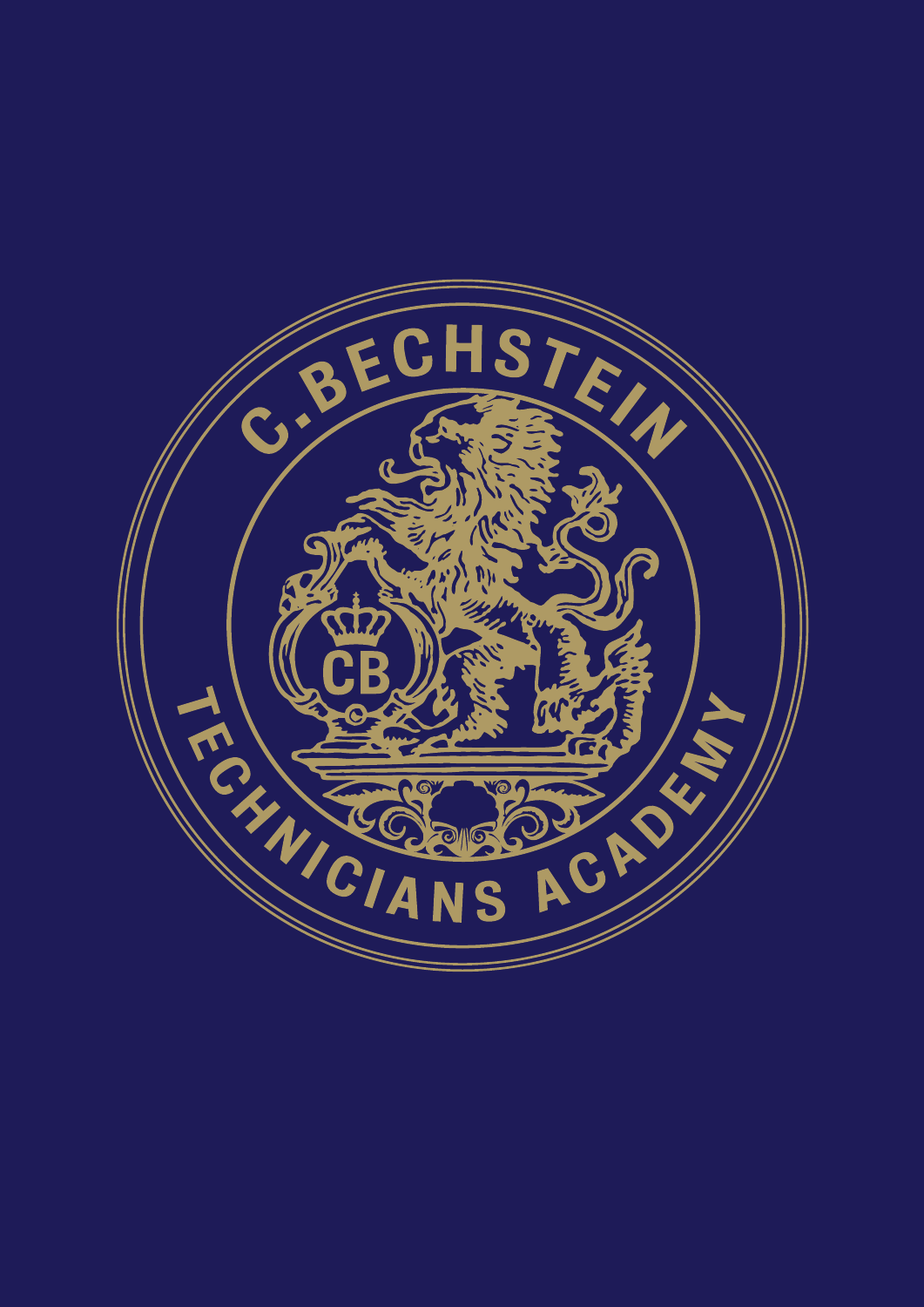# C. BECHSTEIN

CB

# TECHNICIANS ACADEMY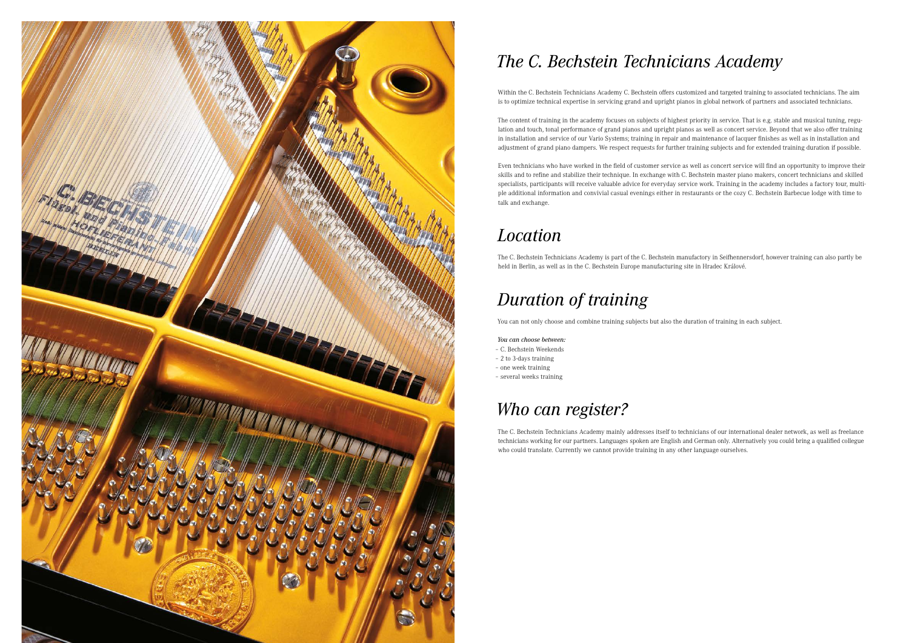# *The C. Bechstein Technicians Academy*

Within the C. Bechstein Technicians Academy C. Bechstein offers customized and targeted training to associated technicians. The aim is to optimize technical expertise in servicing grand and upright pianos in global network of partners and associated technicians.

The content of training in the academy focuses on subjects of highest priority in service. That is e.g. stable and musical tuning, regulation and touch, tonal performance of grand pianos and upright pianos as well as concert service. Beyond that we also offer training in installation and service of our Vario Systems; training in repair and maintenance of lacquer finishes as well as in installation and adjustment of grand piano dampers. We respect requests for further training subjects and for extended training duration if possible.

Even technicians who have worked in the field of customer service as well as concert service will find an opportunity to improve their skills and to refine and stabilize their technique. In exchange with C. Bechstein master piano makers, concert technicians and skilled specialists, participants will receive valuable advice for everyday service work. Training in the academy includes a factory tour, multiple additional information and convivial casual evenings either in restaurants or the cozy C. Bechstein Barbecue lodge with time to talk and exchange.

# *Location*

The C. Bechstein Technicians Academy is part of the C. Bechstein manufactory in Seifhennersdorf, however training can also partly be held in Berlin, as well as in the C. Bechstein Europe manufacturing site in Hradec Králové.

# *Duration of training*

You can not only choose and combine training subjects but also the duration of training in each subject.

***You can choose between:***

- C. Bechstein Weekends
- 2 to 3-days training
- one week training
- several weeks training

# *Who can register?*

The C. Bechstein Technicians Academy mainly addresses itself to technicians of our international dealer network, as well as freelance technicians working for our partners. Languages spoken are English and German only. Alternatively you could bring a qualified collegue who could translate. Currently we cannot provide training in any other language ourselves.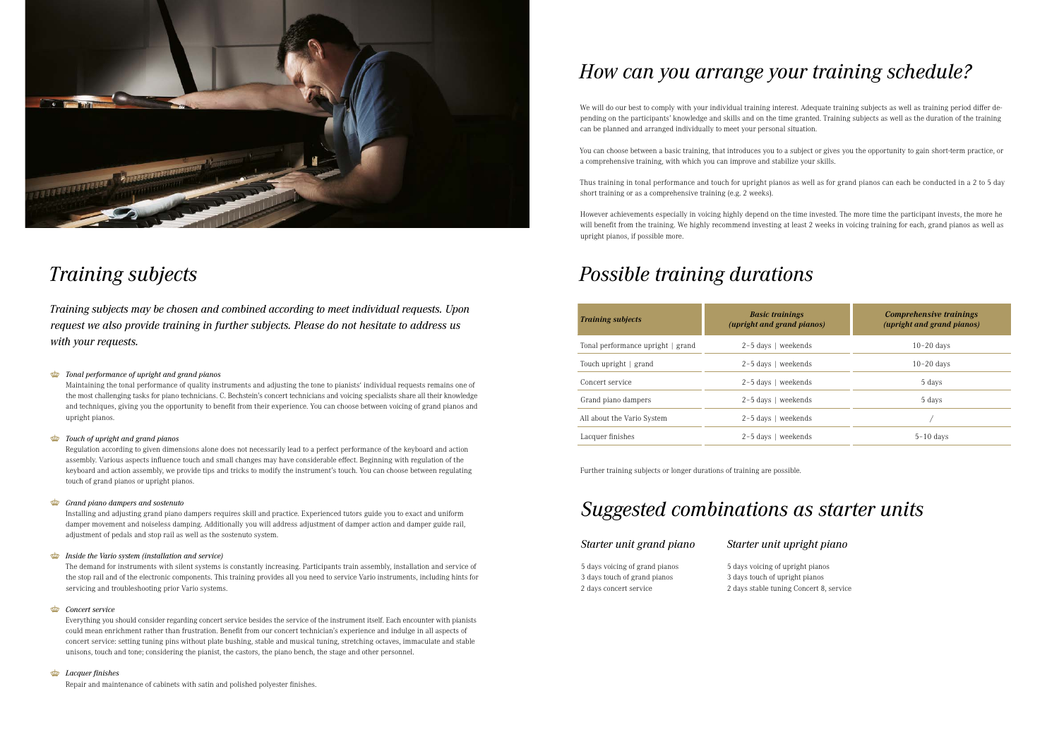# Training subjects

*Training subjects may be chosen and combined according to meet individual requests. Upon request we also provide training in further subjects. Please do not hesitate to address us with your requests.*

### *Tonal performance of upright and grand pianos*

Maintaining the tonal performance of quality instruments and adjusting the tone to pianists' individual requests remains one of the most challenging tasks for piano technicians. C. Bechstein's concert technicians and voicing specialists share all their knowledge and techniques, giving you the opportunity to benefit from their experience. You can choose between voicing of grand pianos and upright pianos.

### *Touch of upright and grand pianos*

Regulation according to given dimensions alone does not necessarily lead to a perfect performance of the keyboard and action assembly. Various aspects influence touch and small changes may have considerable effect. Beginning with regulation of the keyboard and action assembly, we provide tips and tricks to modify the instrument's touch. You can choose between regulating touch of grand pianos or upright pianos.

### *Grand piano dampers and sostenuto*

Installing and adjusting grand piano dampers requires skill and practice. Experienced tutors guide you to exact and uniform damper movement and noiseless damping. Additionally you will address adjustment of damper action and damper guide rail, adjustment of pedals and stop rail as well as the sostenuto system.

### *Inside the Vario system (installation and service)*

The demand for instruments with silent systems is constantly increasing. Participants train assembly, installation and service of the stop rail and of the electronic components. This training provides all you need to service Vario instruments, including hints for servicing and troubleshooting prior Vario systems.

### *Concert service*

Everything you should consider regarding concert service besides the service of the instrument itself. Each encounter with pianists could mean enrichment rather than frustration. Benefit from our concert technician's experience and indulge in all aspects of concert service: setting tuning pins without plate bushing, stable and musical tuning, stretching octaves, immaculate and stable unisons, touch and tone; considering the pianist, the castors, the piano bench, the stage and other personnel.

### *Lacquer finishes*

Repair and maintenance of cabinets with satin and polished polyester finishes.

# How can you arrange your training schedule?

We will do our best to comply with your individual training interest. Adequate training subjects as well as training period differ depending on the participants' knowledge and skills and on the time granted. Training subjects as well as the duration of the training can be planned and arranged individually to meet your personal situation.

You can choose between a basic training, that introduces you to a subject or gives you the opportunity to gain short-term practice, or a comprehensive training, with which you can improve and stabilize your skills.

Thus training in tonal performance and touch for upright pianos as well as for grand pianos can each be conducted in a 2 to 5 day short training or as a comprehensive training (e.g. 2 weeks).

However achievements especially in voicing highly depend on the time invested. The more time the participant invests, the more he will benefit from the training. We highly recommend investing at least 2 weeks in voicing training for each, grand pianos as well as upright pianos, if possible more.

# Possible training durations

| *Training subjects* | *Basic trainings (upright and grand pianos)* | *Comprehensive trainings (upright and grand pianos)* |
|---|---|---|
| Tonal performance upright \| grand | 2–5 days \| weekends | 10–20 days |
| Touch upright \| grand | 2–5 days \| weekends | 10–20 days |
| Concert service | 2–5 days \| weekends | 5 days |
| Grand piano dampers | 2–5 days \| weekends | 5 days |
| All about the Vario System | 2–5 days \| weekends | / |
| Lacquer finishes | 2–5 days \| weekends | 5–10 days |

Further training subjects or longer durations of training are possible.

# Suggested combinations as starter units

## *Starter unit grand piano*

5 days voicing of grand pianos
3 days touch of grand pianos
2 days concert service

## *Starter unit upright piano*

5 days voicing of upright pianos
3 days touch of upright pianos
2 days stable tuning Concert 8, service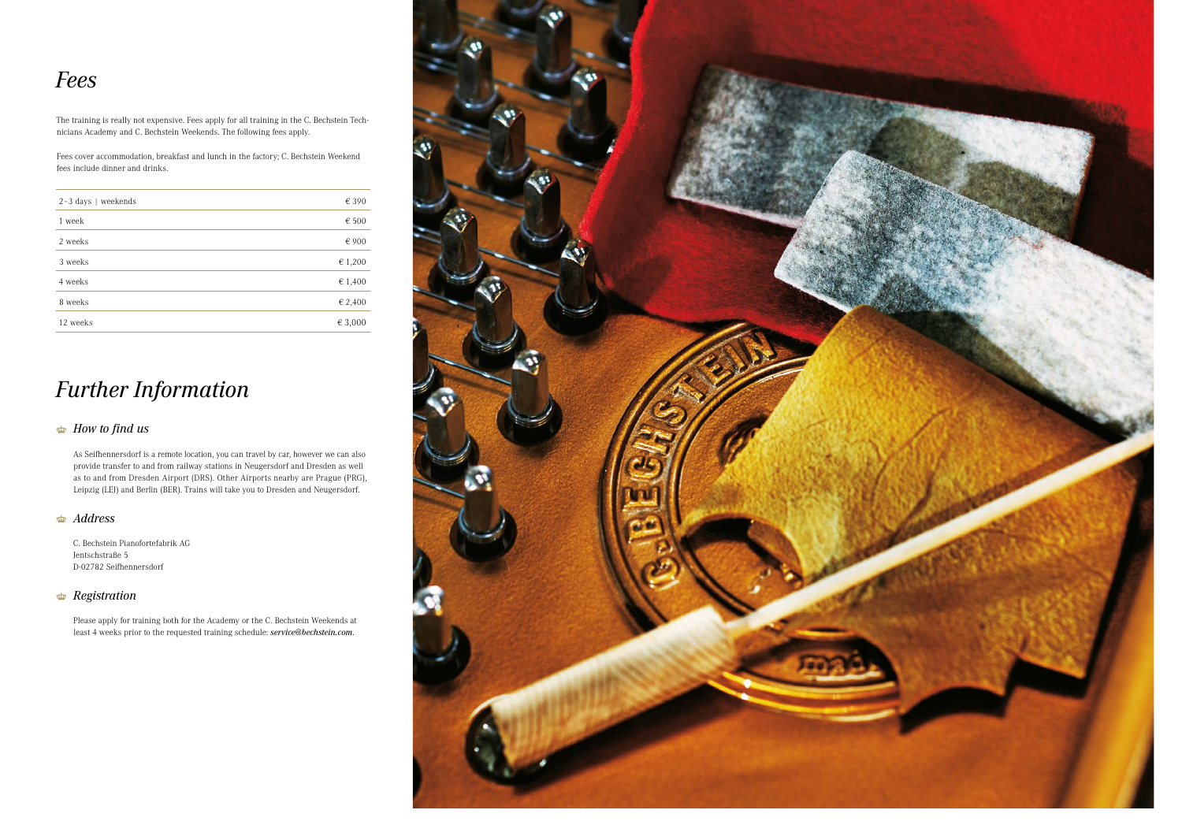# *Fees*

The training is really not expensive. Fees apply for all training in the C. Bechstein Technicians Academy and C. Bechstein Weekends. The following fees apply.

Fees cover accommodation, breakfast and lunch in the factory; C. Bechstein Weekend fees include dinner and drinks.

| | |
|---|---|
| 2–3 days \| weekends | € 390 |
| 1 week | € 500 |
| 2 weeks | € 900 |
| 3 weeks | € 1,200 |
| 4 weeks | € 1,400 |
| 8 weeks | € 2,400 |
| 12 weeks | € 3,000 |

# *Further Information*

## *How to find us*

As Seifhennersdorf is a remote location, you can travel by car, however we can also provide transfer to and from railway stations in Neugersdorf and Dresden as well as to and from Dresden Airport (DRS). Other Airports nearby are Prague (PRG), Leipzig (LEJ) and Berlin (BER). Trains will take you to Dresden and Neugersdorf.

## *Address*

C. Bechstein Pianofortefabrik AG
Jentschstraße 5
D-02782 Seifhennersdorf

## *Registration*

Please apply for training both for the Academy or the C. Bechstein Weekends at least 4 weeks prior to the requested training schedule: *service@bechstein.com*.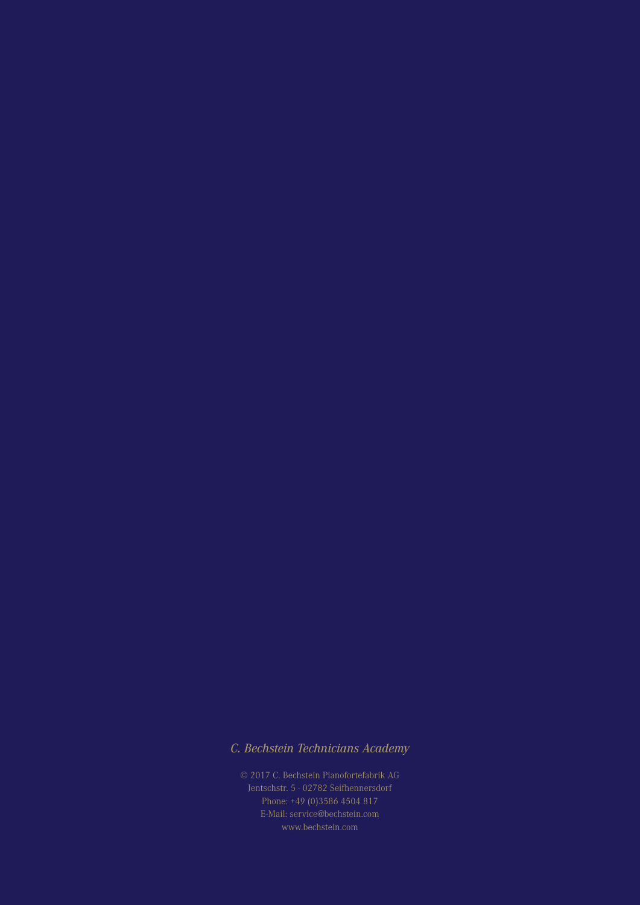*C. Bechstein Technicians Academy*

© 2017 C. Bechstein Pianofortefabrik AG
Jentschstr. 5 · 02782 Seifhennersdorf
Phone: +49 (0)3586 4504 817
E-Mail: service@bechstein.com
www.bechstein.com